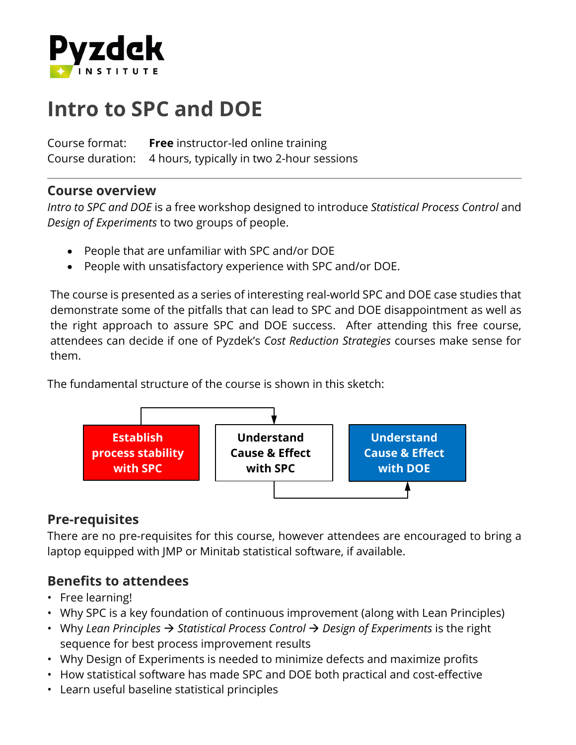Pyzdek INSTITUTE

# Intro to SPC and DOE

Course format: **Free** instructor-led online training
Course duration: 4 hours, typically in two 2-hour sessions

## Course overview

*Intro to SPC and DOE* is a free workshop designed to introduce *Statistical Process Control* and *Design of Experiments* to two groups of people.

- People that are unfamiliar with SPC and/or DOE
- People with unsatisfactory experience with SPC and/or DOE.

The course is presented as a series of interesting real-world SPC and DOE case studies that demonstrate some of the pitfalls that can lead to SPC and DOE disappointment as well as the right approach to assure SPC and DOE success. After attending this free course, attendees can decide if one of Pyzdek's *Cost Reduction Strategies* courses make sense for them.

The fundamental structure of the course is shown in this sketch:

**Establish process stability with SPC** → **Understand Cause & Effect with SPC** → **Understand Cause & Effect with DOE**

## Pre-requisites

There are no pre-requisites for this course, however attendees are encouraged to bring a laptop equipped with JMP or Minitab statistical software, if available.

## Benefits to attendees

- Free learning!
- Why SPC is a key foundation of continuous improvement (along with Lean Principles)
- Why *Lean Principles* → *Statistical Process Control* → *Design of Experiments* is the right sequence for best process improvement results
- Why Design of Experiments is needed to minimize defects and maximize profits
- How statistical software has made SPC and DOE both practical and cost-effective
- Learn useful baseline statistical principles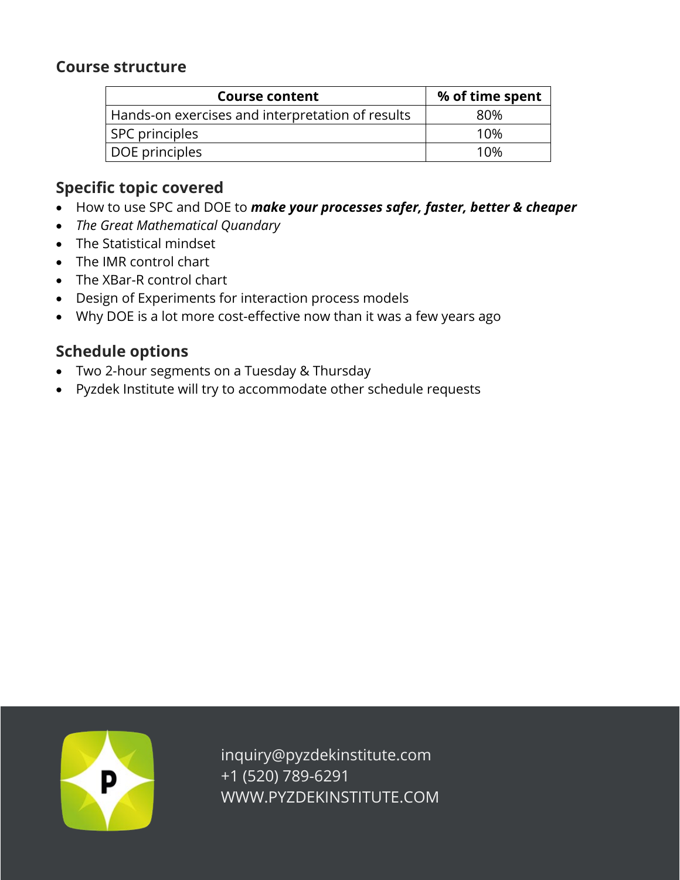## Course structure

| Course content | % of time spent |
|---|---|
| Hands-on exercises and interpretation of results | 80% |
| SPC principles | 10% |
| DOE principles | 10% |

## Specific topic covered

- How to use SPC and DOE to ***make your processes safer, faster, better & cheaper***
- *The Great Mathematical Quandary*
- The Statistical mindset
- The IMR control chart
- The XBar-R control chart
- Design of Experiments for interaction process models
- Why DOE is a lot more cost-effective now than it was a few years ago

## Schedule options

- Two 2-hour segments on a Tuesday & Thursday
- Pyzdek Institute will try to accommodate other schedule requests

inquiry@pyzdekinstitute.com
+1 (520) 789-6291
WWW.PYZDEKINSTITUTE.COM